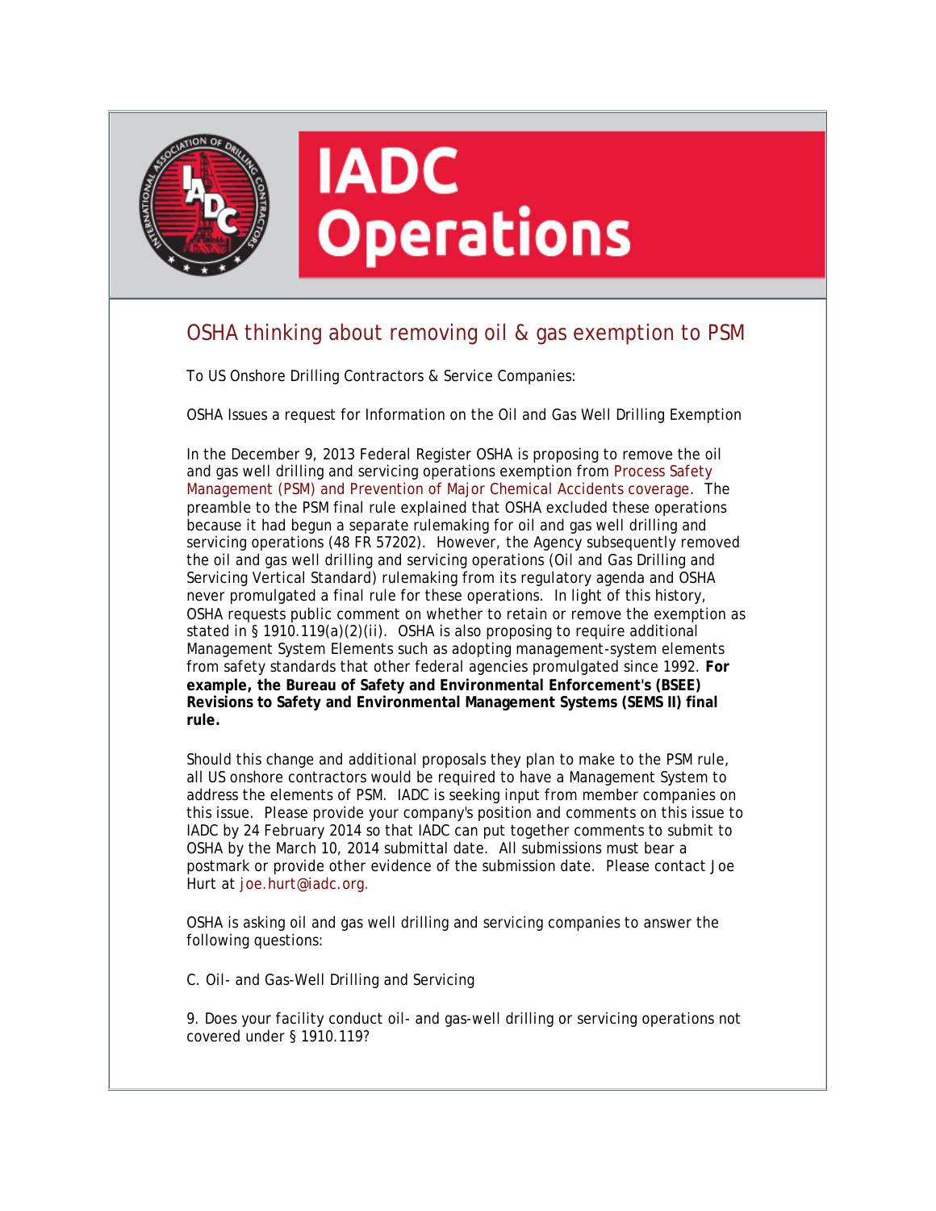# IADC Operations

## OSHA thinking about removing oil & gas exemption to PSM

To US Onshore Drilling Contractors & Service Companies:

OSHA Issues a request for Information on the Oil and Gas Well Drilling Exemption

In the December 9, 2013 Federal Register OSHA is proposing to remove the oil and gas well drilling and servicing operations exemption from Process Safety Management (PSM) and Prevention of Major Chemical Accidents coverage. The preamble to the PSM final rule explained that OSHA excluded these operations because it had begun a separate rulemaking for oil and gas well drilling and servicing operations (48 FR 57202). However, the Agency subsequently removed the oil and gas well drilling and servicing operations (Oil and Gas Drilling and Servicing Vertical Standard) rulemaking from its regulatory agenda and OSHA never promulgated a final rule for these operations. In light of this history, OSHA requests public comment on whether to retain or remove the exemption as stated in § 1910.119(a)(2)(ii). OSHA is also proposing to require additional Management System Elements such as adopting management-system elements from safety standards that other federal agencies promulgated since 1992. **For example, the Bureau of Safety and Environmental Enforcement's (BSEE) Revisions to Safety and Environmental Management Systems (SEMS II) final rule.**

Should this change and additional proposals they plan to make to the PSM rule, all US onshore contractors would be required to have a Management System to address the elements of PSM. IADC is seeking input from member companies on this issue. Please provide your company's position and comments on this issue to IADC by 24 February 2014 so that IADC can put together comments to submit to OSHA by the March 10, 2014 submittal date. All submissions must bear a postmark or provide other evidence of the submission date. Please contact Joe Hurt at joe.hurt@iadc.org.

OSHA is asking oil and gas well drilling and servicing companies to answer the following questions:

C. Oil- and Gas-Well Drilling and Servicing

9. Does your facility conduct oil- and gas-well drilling or servicing operations not covered under § 1910.119?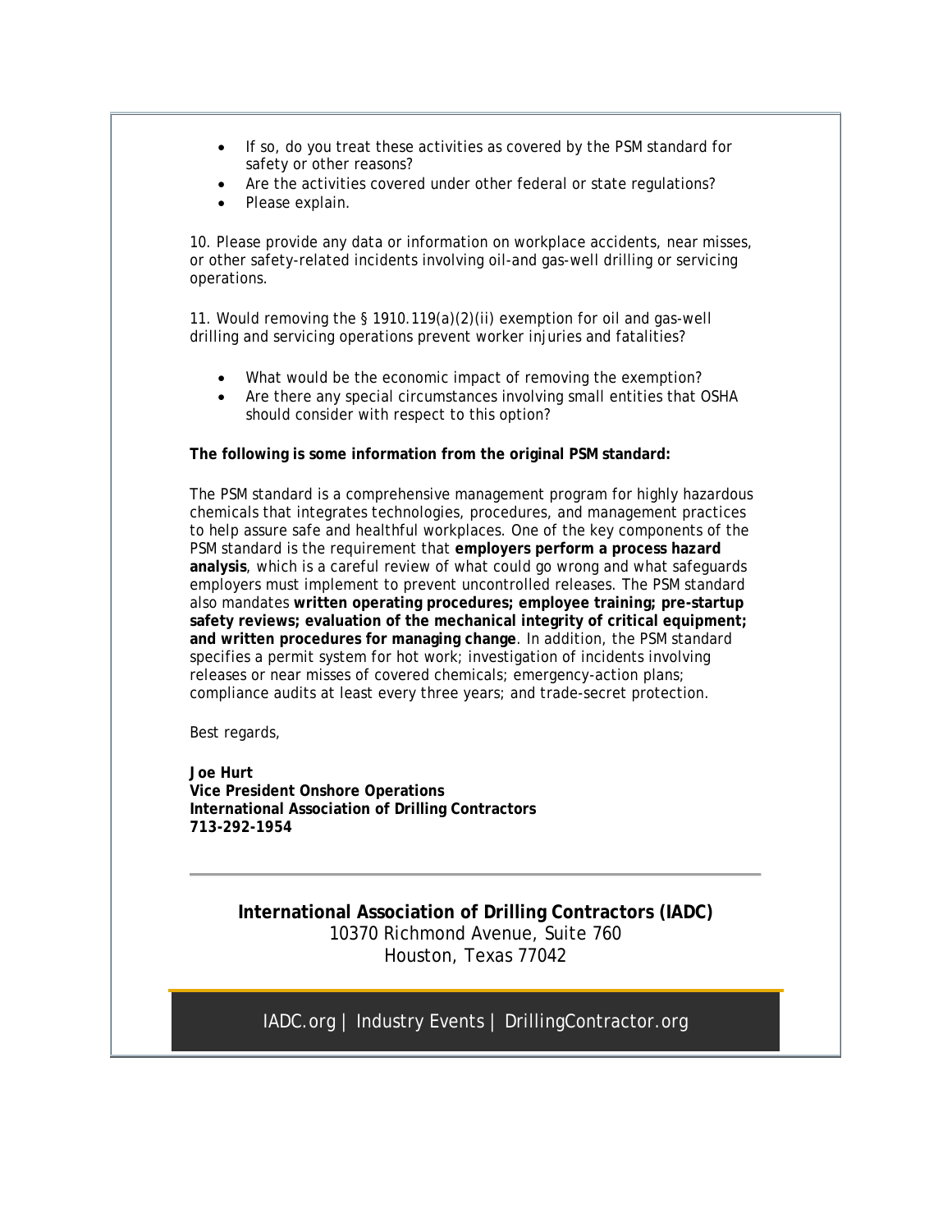- If so, do you treat these activities as covered by the PSM standard for safety or other reasons?
- Are the activities covered under other federal or state regulations?
- Please explain.

10. Please provide any data or information on workplace accidents, near misses, or other safety-related incidents involving oil-and gas-well drilling or servicing operations.

11. Would removing the § 1910.119(a)(2)(ii) exemption for oil and gas-well drilling and servicing operations prevent worker injuries and fatalities?

- What would be the economic impact of removing the exemption?
- Are there any special circumstances involving small entities that OSHA should consider with respect to this option?

**The following is some information from the original PSM standard:**

The PSM standard is a comprehensive management program for highly hazardous chemicals that integrates technologies, procedures, and management practices to help assure safe and healthful workplaces. One of the key components of the PSM standard is the requirement that **employers perform a process hazard analysis**, which is a careful review of what could go wrong and what safeguards employers must implement to prevent uncontrolled releases. The PSM standard also mandates **written operating procedures; employee training; pre-startup safety reviews; evaluation of the mechanical integrity of critical equipment; and written procedures for managing change**. In addition, the PSM standard specifies a permit system for hot work; investigation of incidents involving releases or near misses of covered chemicals; emergency-action plans; compliance audits at least every three years; and trade-secret protection.

Best regards,

**Joe Hurt**
**Vice President Onshore Operations**
**International Association of Drilling Contractors**
**713-292-1954**

---

**International Association of Drilling Contractors (IADC)**
10370 Richmond Avenue, Suite 760
Houston, Texas 77042

IADC.org | Industry Events | DrillingContractor.org